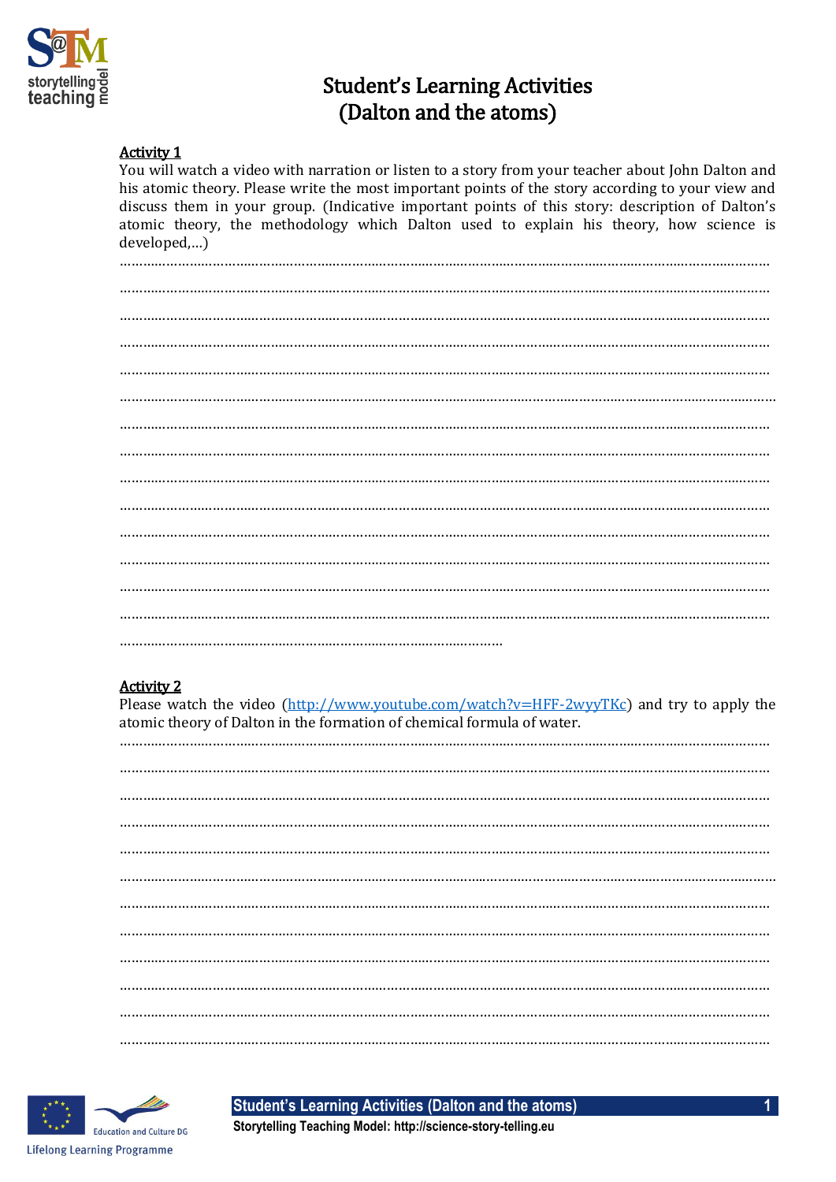# Student's Learning Activities (Dalton and the atoms)

## Activity 1

You will watch a video with narration or listen to a story from your teacher about John Dalton and his atomic theory. Please write the most important points of the story according to your view and discuss them in your group. (Indicative important points of this story: description of Dalton's atomic theory, the methodology which Dalton used to explain his theory, how science is developed,…)

……………………………………………………………………………………………………………………………………………

……………………………………………………………………………………………………………………………………………

……………………………………………………………………………………………………………………………………………

……………………………………………………………………………………………………………………………………………

……………………………………………………………………………………………………………………………………………

……………………………………………………………………………………………………………………………………………

……………………………………………………………………………………………………………………………………………

……………………………………………………………………………………………………………………………………………

……………………………………………………………………………………………………………………………………………

……………………………………………………………………………………………………………………………………………

……………………………………………………………………………………………………………………………………………

……………………………………………………………………………………………………………………………………………

……………………………………………………………………………………………………………………………………………

……………………………………………………………………………………………………………………………………………

………………………………………………………………………………………

## Activity 2

Please watch the video (http://www.youtube.com/watch?v=HFF-2wyyTKc) and try to apply the atomic theory of Dalton in the formation of chemical formula of water.

……………………………………………………………………………………………………………………………………………

……………………………………………………………………………………………………………………………………………

……………………………………………………………………………………………………………………………………………

……………………………………………………………………………………………………………………………………………

……………………………………………………………………………………………………………………………………………

……………………………………………………………………………………………………………………………………………

……………………………………………………………………………………………………………………………………………

……………………………………………………………………………………………………………………………………………

……………………………………………………………………………………………………………………………………………

……………………………………………………………………………………………………………………………………………

……………………………………………………………………………………………………………………………………………

……………………………………………………………………………………………………………………………………………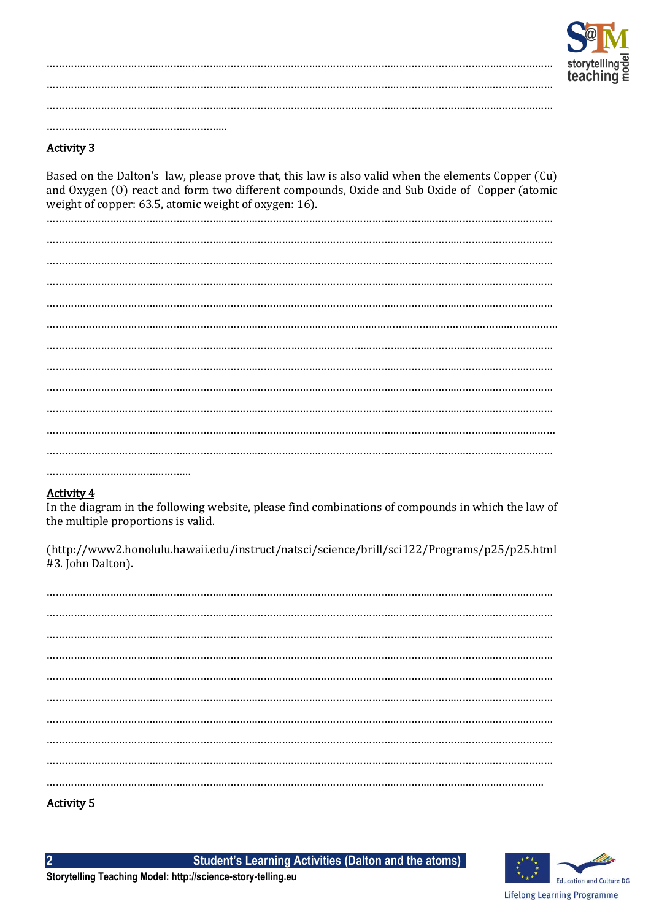## Activity 3

Based on the Dalton's law, please prove that, this law is also valid when the elements Copper (Cu) and Oxygen (O) react and form two different compounds, Oxide and Sub Oxide of Copper (atomic weight of copper: 63.5, atomic weight of oxygen: 16).

## Activity 4

In the diagram in the following website, please find combinations of compounds in which the law of the multiple proportions is valid.

(http://www2.honolulu.hawaii.edu/instruct/natsci/science/brill/sci122/Programs/p25/p25.html #3. John Dalton).

## Activity 5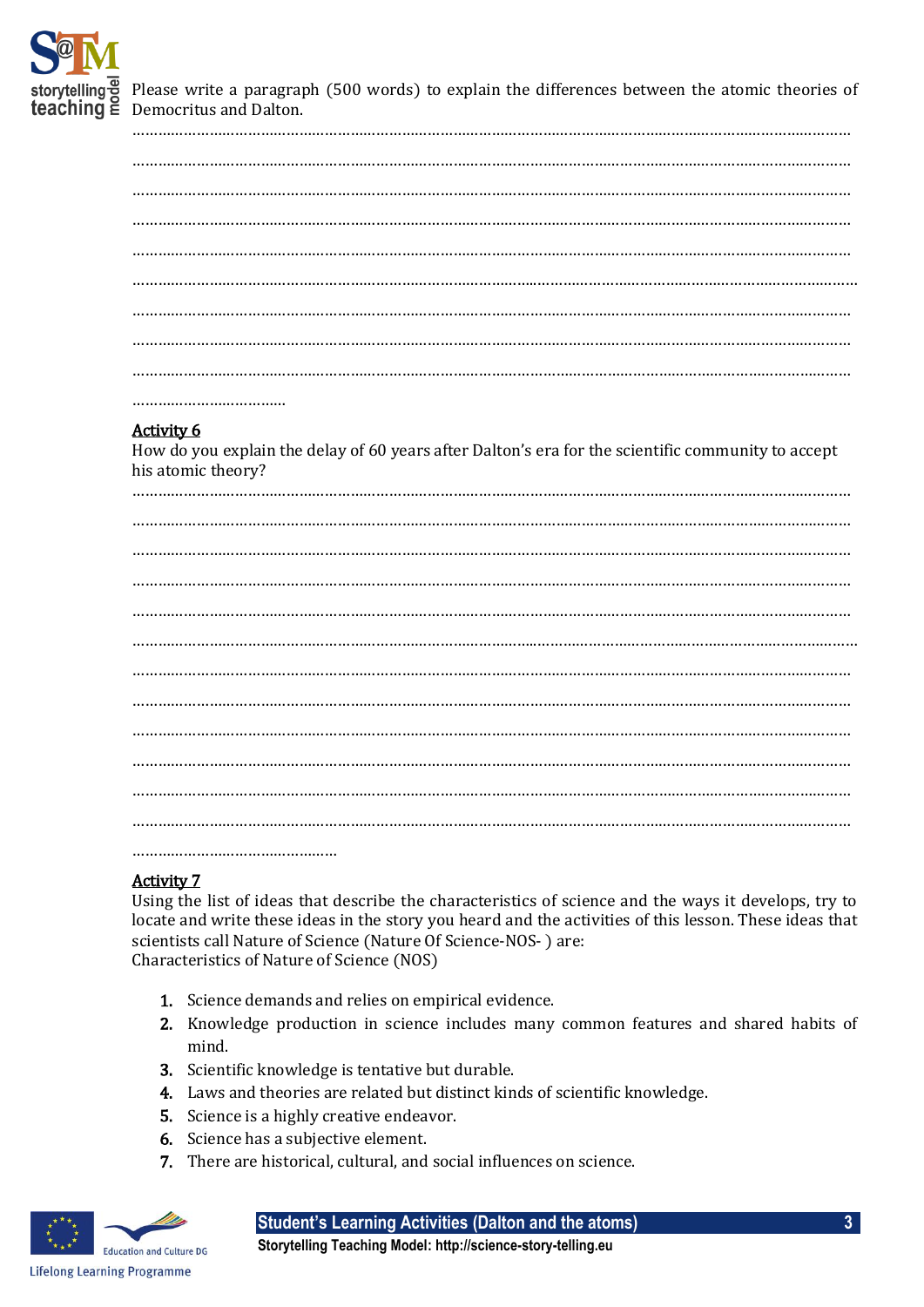Please write a paragraph (500 words) to explain the differences between the atomic theories of Democritus and Dalton.

……………………………………………………………………………………………………………………………………………………

……………………………………………………………………………………………………………………………………………………

……………………………………………………………………………………………………………………………………………………

……………………………………………………………………………………………………………………………………………………

……………………………………………………………………………………………………………………………………………………

……………………………………………………………………………………………………………………………………………………

……………………………………………………………………………………………………………………………………………………

……………………………………………………………………………………………………………………………………………………

……………………………………………………………………………………………………………………………………………………

………………………………

## Activity 6

How do you explain the delay of 60 years after Dalton's era for the scientific community to accept his atomic theory?

……………………………………………………………………………………………………………………………………………………

……………………………………………………………………………………………………………………………………………………

……………………………………………………………………………………………………………………………………………………

……………………………………………………………………………………………………………………………………………………

……………………………………………………………………………………………………………………………………………………

……………………………………………………………………………………………………………………………………………………

……………………………………………………………………………………………………………………………………………………

……………………………………………………………………………………………………………………………………………………

……………………………………………………………………………………………………………………………………………………

……………………………………………………………………………………………………………………………………………………

……………………………………………………………………………………………………………………………………………………

……………………………………………………………………………………………………………………………………………………

…………………………………………

## Activity 7

Using the list of ideas that describe the characteristics of science and the ways it develops, try to locate and write these ideas in the story you heard and the activities of this lesson. These ideas that scientists call Nature of Science (Nature Of Science-NOS- ) are:
Characteristics of Nature of Science (NOS)

1. Science demands and relies on empirical evidence.
2. Knowledge production in science includes many common features and shared habits of mind.
3. Scientific knowledge is tentative but durable.
4. Laws and theories are related but distinct kinds of scientific knowledge.
5. Science is a highly creative endeavor.
6. Science has a subjective element.
7. There are historical, cultural, and social influences on science.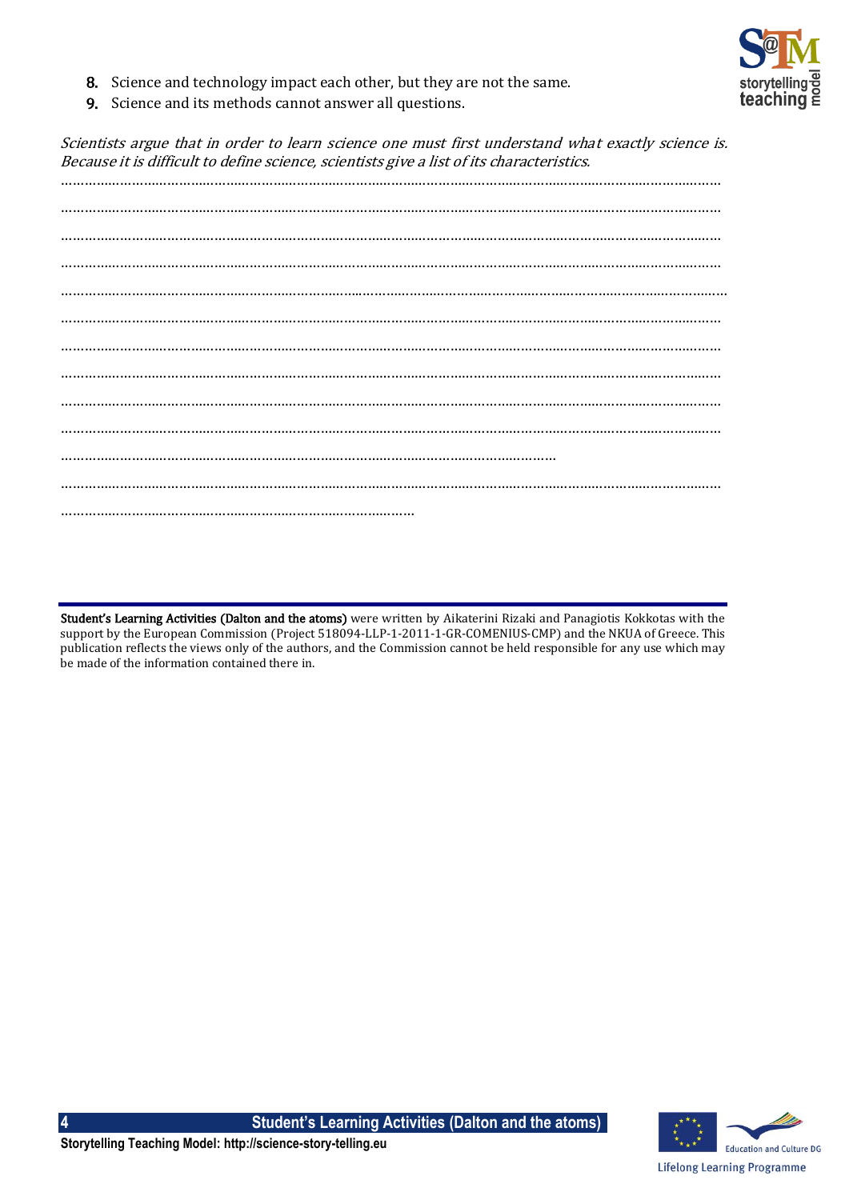8. Science and technology impact each other, but they are not the same.
9. Science and its methods cannot answer all questions.

*Scientists argue that in order to learn science one must first understand what exactly science is. Because it is difficult to define science, scientists give a list of its characteristics.*

……………………………………………………………………………………………………………………………………………………

……………………………………………………………………………………………………………………………………………………

……………………………………………………………………………………………………………………………………………………

……………………………………………………………………………………………………………………………………………………

……………………………………………………………………………………………………………………………………………………

……………………………………………………………………………………………………………………………………………………

……………………………………………………………………………………………………………………………………………………

……………………………………………………………………………………………………………………………………………………

……………………………………………………………………………………………………………………………………………………

……………………………………………………………………………………………………………………………………………………

…………………………………………………………………………………………………………………

……………………………………………………………………………………………………………………………………………………

…………………………………………………………………………………

---

**Student's Learning Activities (Dalton and the atoms)** were written by Aikaterini Rizaki and Panagiotis Kokkotas with the support by the European Commission (Project 518094-LLP-1-2011-1-GR-COMENIUS-CMP) and the NKUA of Greece. This publication reflects the views only of the authors, and the Commission cannot be held responsible for any use which may be made of the information contained there in.